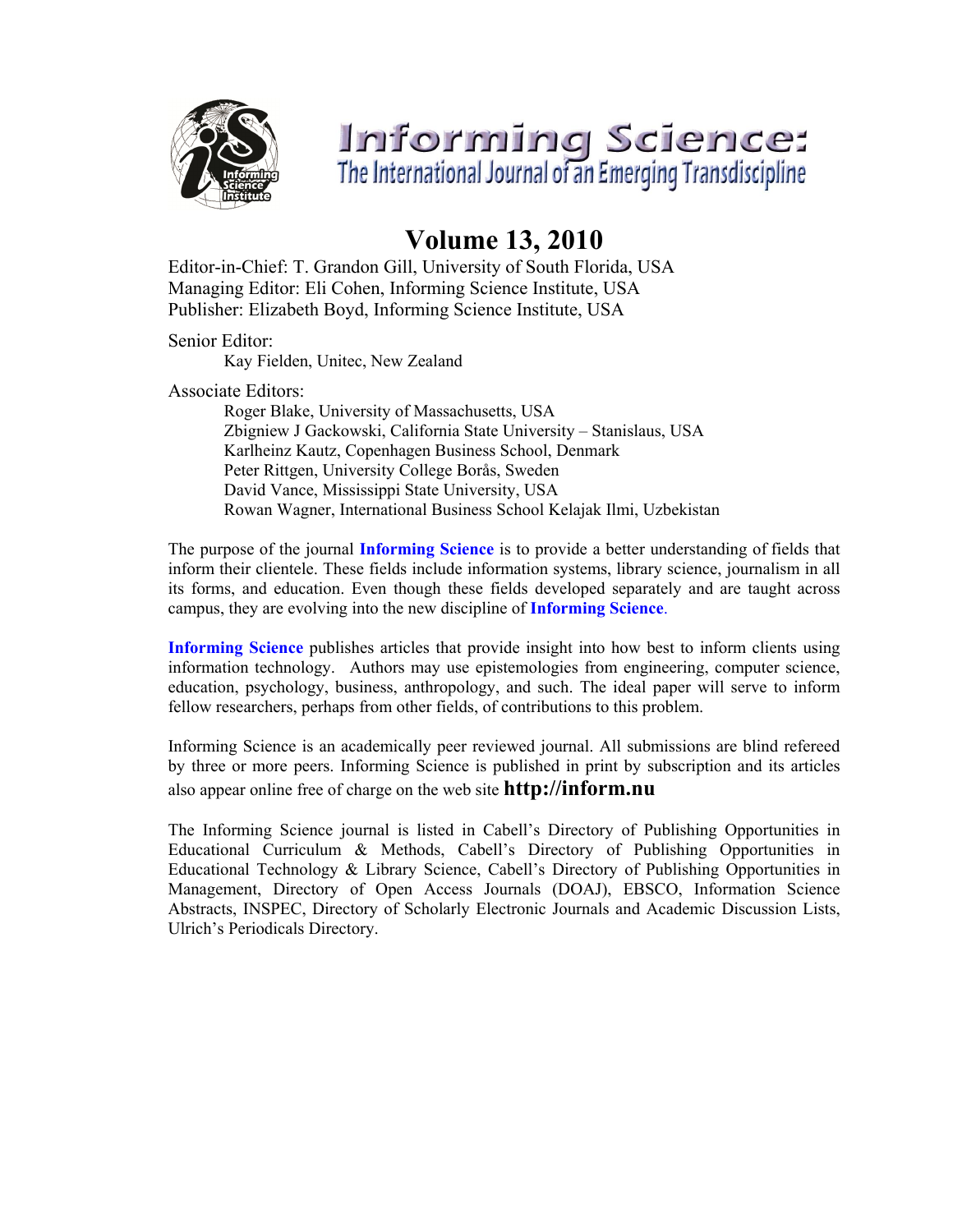# Informing Science: The International Journal of an Emerging Transdiscipline

## Volume 13, 2010

Editor-in-Chief: T. Grandon Gill, University of South Florida, USA
Managing Editor: Eli Cohen, Informing Science Institute, USA
Publisher: Elizabeth Boyd, Informing Science Institute, USA

Senior Editor:

Kay Fielden, Unitec, New Zealand

Associate Editors:

Roger Blake, University of Massachusetts, USA
Zbigniew J Gackowski, California State University – Stanislaus, USA
Karlheinz Kautz, Copenhagen Business School, Denmark
Peter Rittgen, University College Borås, Sweden
David Vance, Mississippi State University, USA
Rowan Wagner, International Business School Kelajak Ilmi, Uzbekistan

The purpose of the journal **Informing Science** is to provide a better understanding of fields that inform their clientele. These fields include information systems, library science, journalism in all its forms, and education. Even though these fields developed separately and are taught across campus, they are evolving into the new discipline of **Informing Science**.

**Informing Science** publishes articles that provide insight into how best to inform clients using information technology. Authors may use epistemologies from engineering, computer science, education, psychology, business, anthropology, and such. The ideal paper will serve to inform fellow researchers, perhaps from other fields, of contributions to this problem.

Informing Science is an academically peer reviewed journal. All submissions are blind refereed by three or more peers. Informing Science is published in print by subscription and its articles also appear online free of charge on the web site **http://inform.nu**

The Informing Science journal is listed in Cabell's Directory of Publishing Opportunities in Educational Curriculum & Methods, Cabell's Directory of Publishing Opportunities in Educational Technology & Library Science, Cabell's Directory of Publishing Opportunities in Management, Directory of Open Access Journals (DOAJ), EBSCO, Information Science Abstracts, INSPEC, Directory of Scholarly Electronic Journals and Academic Discussion Lists, Ulrich's Periodicals Directory.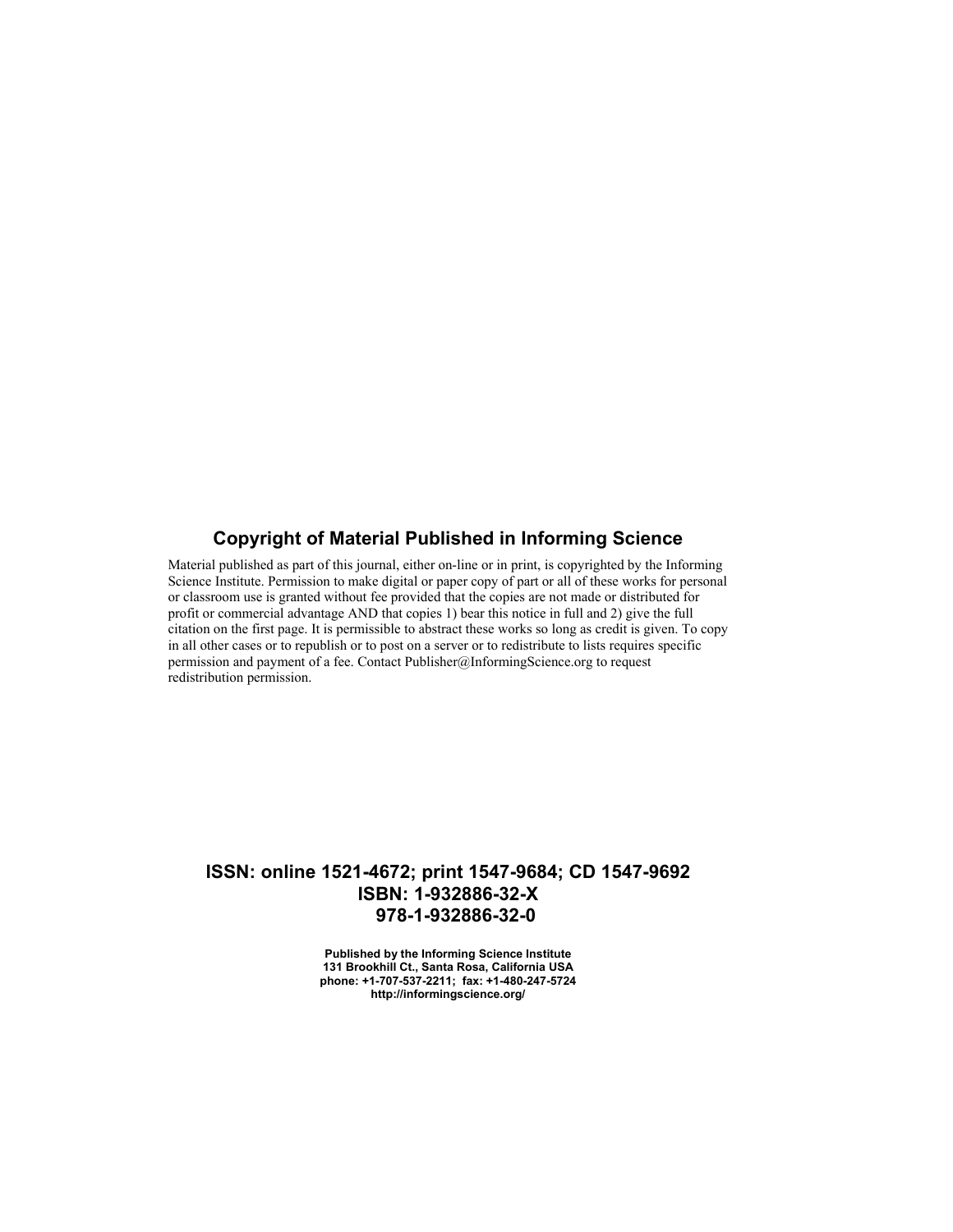## Copyright of Material Published in Informing Science

Material published as part of this journal, either on-line or in print, is copyrighted by the Informing Science Institute. Permission to make digital or paper copy of part or all of these works for personal or classroom use is granted without fee provided that the copies are not made or distributed for profit or commercial advantage AND that copies 1) bear this notice in full and 2) give the full citation on the first page. It is permissible to abstract these works so long as credit is given. To copy in all other cases or to republish or to post on a server or to redistribute to lists requires specific permission and payment of a fee. Contact Publisher@InformingScience.org to request redistribution permission.

**ISSN: online 1521-4672; print 1547-9684; CD 1547-9692**
**ISBN: 1-932886-32-X**
**978-1-932886-32-0**

**Published by the Informing Science Institute**
**131 Brookhill Ct., Santa Rosa, California USA**
**phone: +1-707-537-2211; fax: +1-480-247-5724**
**http://informingscience.org/**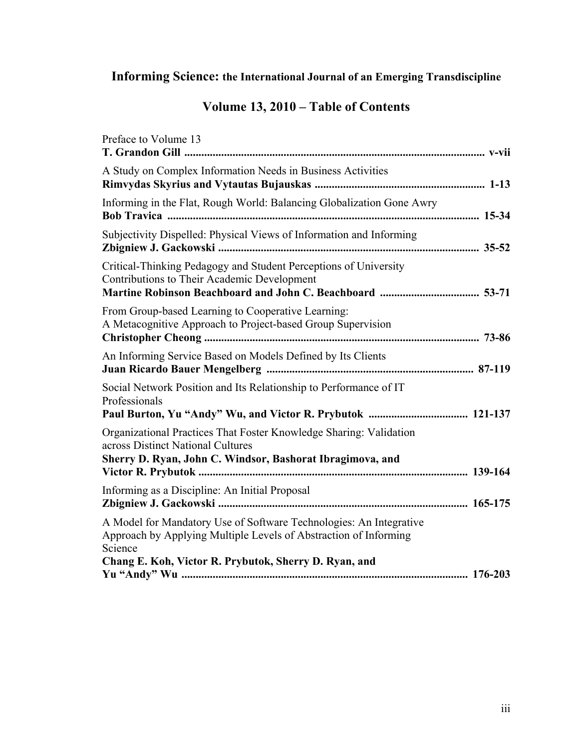## **Informing Science:** the International Journal of an Emerging Transdiscipline

## Volume 13, 2010 – Table of Contents

Preface to Volume 13
**T. Grandon Gill** ........................................................................................................ v-vii

A Study on Complex Information Needs in Business Activities
**Rimvydas Skyrius and Vytautas Bujauskas** ........................................................... 1-13

Informing in the Flat, Rough World: Balancing Globalization Gone Awry
**Bob Travica** .............................................................................................................. 15-34

Subjectivity Dispelled: Physical Views of Information and Informing
**Zbigniew J. Gackowski** ........................................................................................... 35-52

Critical-Thinking Pedagogy and Student Perceptions of University Contributions to Their Academic Development
**Martine Robinson Beachboard and John C. Beachboard** .................................. 53-71

From Group-based Learning to Cooperative Learning: A Metacognitive Approach to Project-based Group Supervision
**Christopher Cheong** ................................................................................................ 73-86

An Informing Service Based on Models Defined by Its Clients
**Juan Ricardo Bauer Mengelberg** ........................................................................ 87-119

Social Network Position and Its Relationship to Performance of IT Professionals
**Paul Burton, Yu "Andy" Wu, and Victor R. Prybutok** .................................. 121-137

Organizational Practices That Foster Knowledge Sharing: Validation across Distinct National Cultures
**Sherry D. Ryan, John C. Windsor, Bashorat Ibragimova, and Victor R. Prybutok** .............................................................................................. 139-164

Informing as a Discipline: An Initial Proposal
**Zbigniew J. Gackowski** ....................................................................................... 165-175

A Model for Mandatory Use of Software Technologies: An Integrative Approach by Applying Multiple Levels of Abstraction of Informing Science
**Chang E. Koh, Victor R. Prybutok, Sherry D. Ryan, and Yu "Andy" Wu** .................................................................................................... 176-203